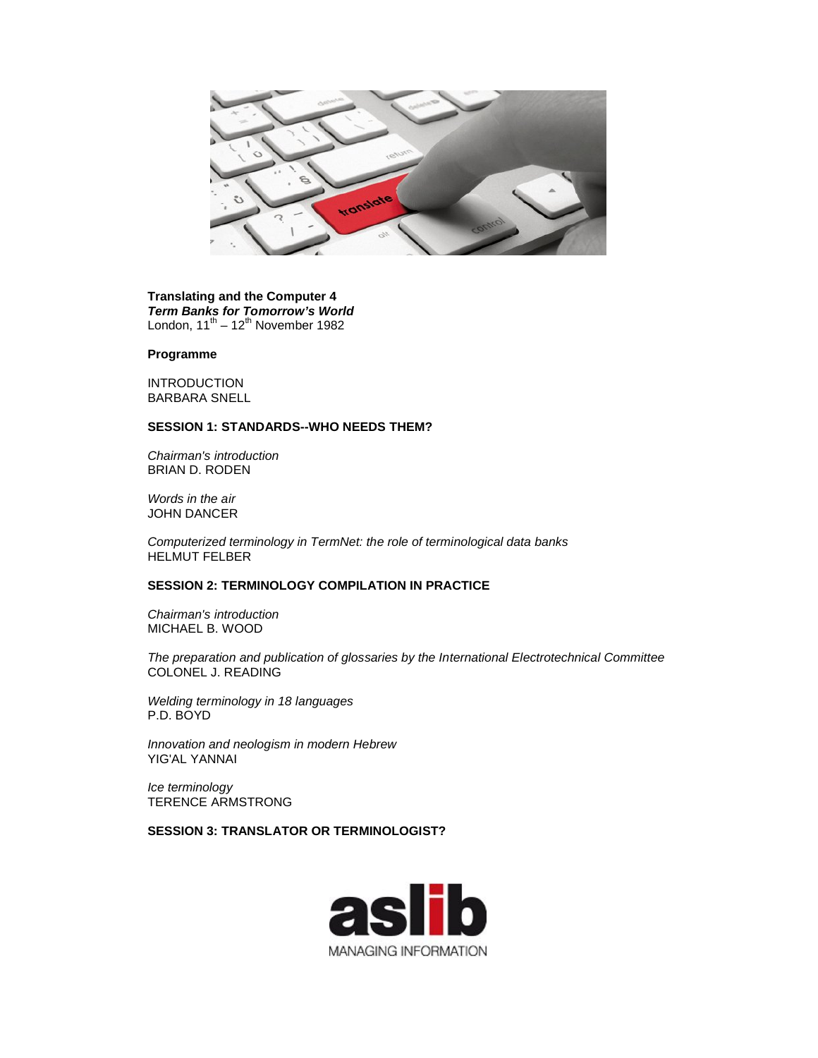**Translating and the Computer 4**

***Term Banks for Tomorrow's World***

London, 11th – 12th November 1982

**Programme**

INTRODUCTION
BARBARA SNELL

**SESSION 1: STANDARDS--WHO NEEDS THEM?**

*Chairman's introduction*
BRIAN D. RODEN

*Words in the air*
JOHN DANCER

*Computerized terminology in TermNet: the role of terminological data banks*
HELMUT FELBER

**SESSION 2: TERMINOLOGY COMPILATION IN PRACTICE**

*Chairman's introduction*
MICHAEL B. WOOD

*The preparation and publication of glossaries by the International Electrotechnical Committee*
COLONEL J. READING

*Welding terminology in 18 languages*
P.D. BOYD

*Innovation and neologism in modern Hebrew*
YIG'AL YANNAI

*Ice terminology*
TERENCE ARMSTRONG

**SESSION 3: TRANSLATOR OR TERMINOLOGIST?**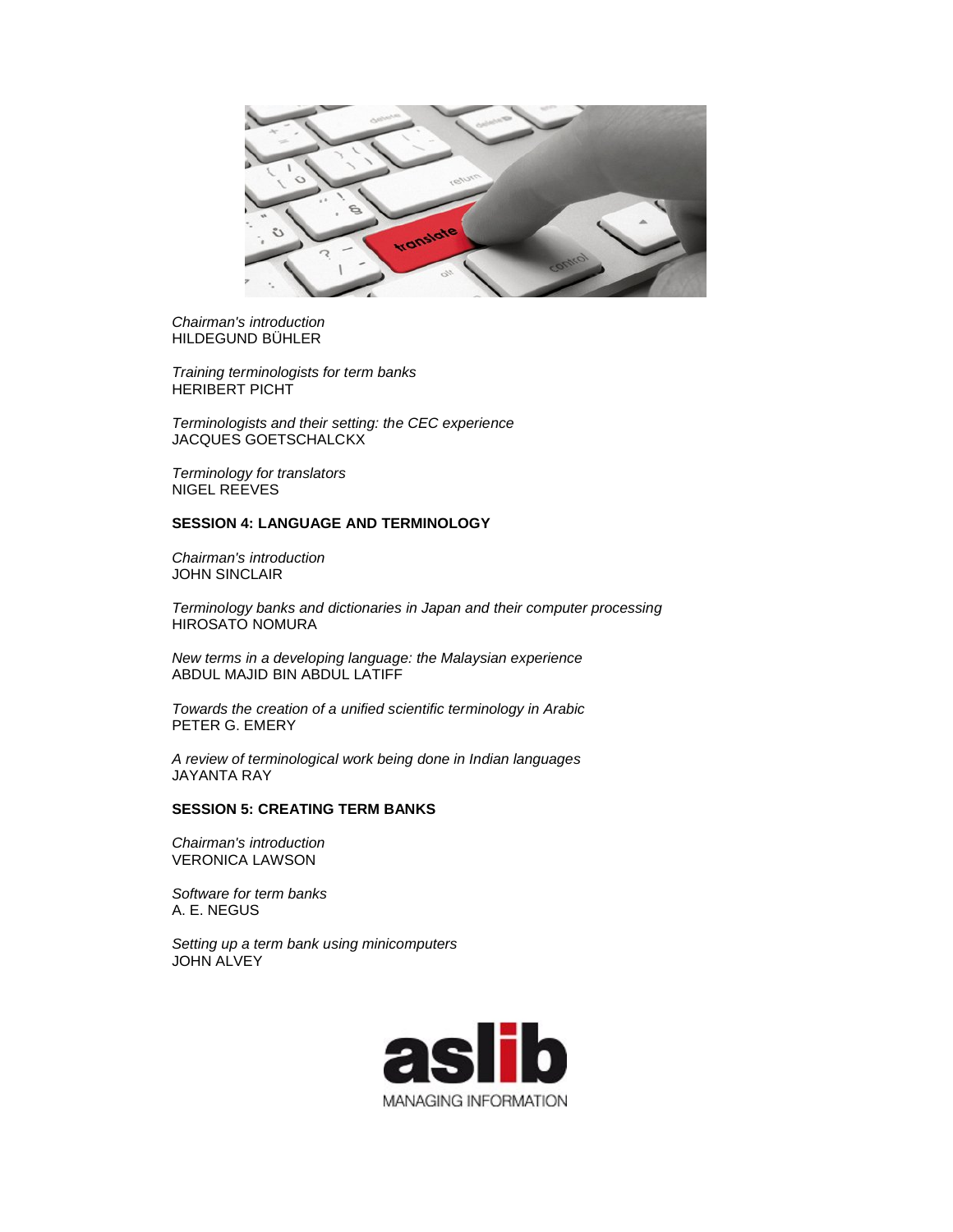*Chairman's introduction*
HILDEGUND BÜHLER

*Training terminologists for term banks*
HERIBERT PICHT

*Terminologists and their setting: the CEC experience*
JACQUES GOETSCHALCKX

*Terminology for translators*
NIGEL REEVES

**SESSION 4: LANGUAGE AND TERMINOLOGY**

*Chairman's introduction*
JOHN SINCLAIR

*Terminology banks and dictionaries in Japan and their computer processing*
HIROSATO NOMURA

*New terms in a developing language: the Malaysian experience*
ABDUL MAJID BIN ABDUL LATIFF

*Towards the creation of a unified scientific terminology in Arabic*
PETER G. EMERY

*A review of terminological work being done in Indian languages*
JAYANTA RAY

**SESSION 5: CREATING TERM BANKS**

*Chairman's introduction*
VERONICA LAWSON

*Software for term banks*
A. E. NEGUS

*Setting up a term bank using minicomputers*
JOHN ALVEY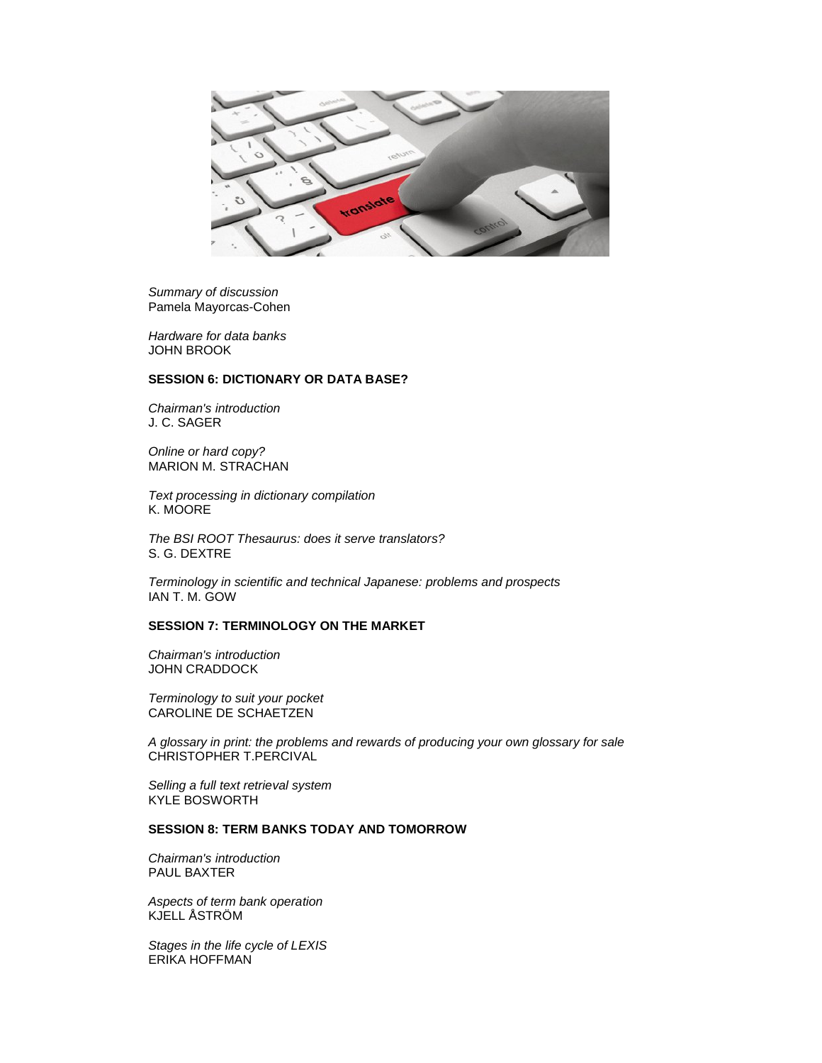*Summary of discussion*
Pamela Mayorcas-Cohen

*Hardware for data banks*
JOHN BROOK

**SESSION 6: DICTIONARY OR DATA BASE?**

*Chairman's introduction*
J. C. SAGER

*Online or hard copy?*
MARION M. STRACHAN

*Text processing in dictionary compilation*
K. MOORE

*The BSI ROOT Thesaurus: does it serve translators?*
S. G. DEXTRE

*Terminology in scientific and technical Japanese: problems and prospects*
IAN T. M. GOW

**SESSION 7: TERMINOLOGY ON THE MARKET**

*Chairman's introduction*
JOHN CRADDOCK

*Terminology to suit your pocket*
CAROLINE DE SCHAETZEN

*A glossary in print: the problems and rewards of producing your own glossary for sale*
CHRISTOPHER T.PERCIVAL

*Selling a full text retrieval system*
KYLE BOSWORTH

**SESSION 8: TERM BANKS TODAY AND TOMORROW**

*Chairman's introduction*
PAUL BAXTER

*Aspects of term bank operation*
KJELL ÅSTRÖM

*Stages in the life cycle of LEXIS*
ERIKA HOFFMAN